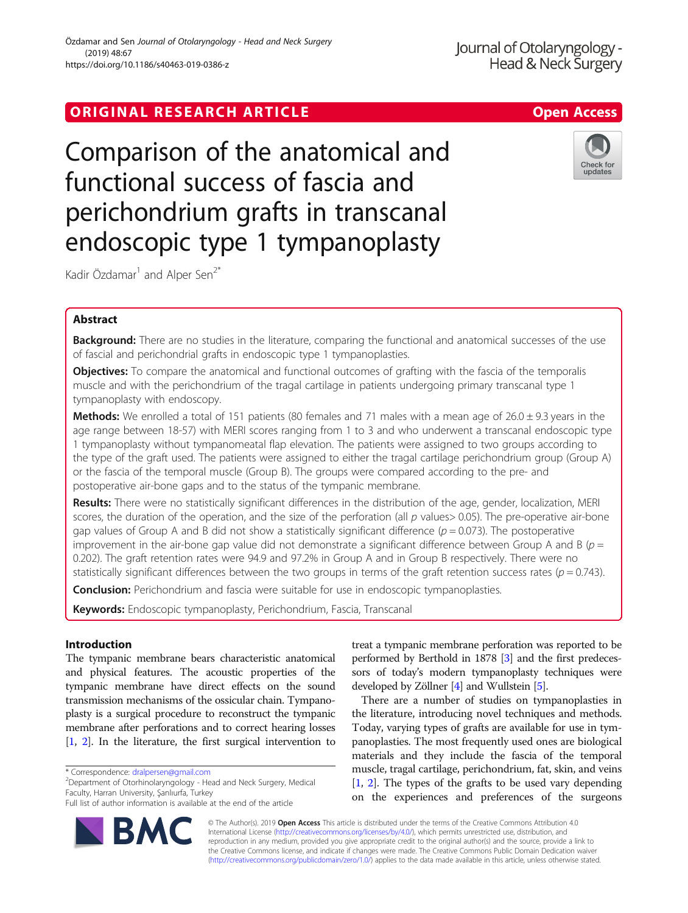ORIGINAL RESEARCH ARTICLE

Open Access

# Comparison of the anatomical and functional success of fascia and perichondrium grafts in transcanal endoscopic type 1 tympanoplasty

Kadir Özdamar[1] and Alper Sen[2*]

## Abstract

**Background:** There are no studies in the literature, comparing the functional and anatomical successes of the use of fascial and perichondrial grafts in endoscopic type 1 tympanoplasties.

**Objectives:** To compare the anatomical and functional outcomes of grafting with the fascia of the temporalis muscle and with the perichondrium of the tragal cartilage in patients undergoing primary transcanal type 1 tympanoplasty with endoscopy.

**Methods:** We enrolled a total of 151 patients (80 females and 71 males with a mean age of 26.0 ± 9.3 years in the age range between 18-57) with MERI scores ranging from 1 to 3 and who underwent a transcanal endoscopic type 1 tympanoplasty without tympanomeatal flap elevation. The patients were assigned to two groups according to the type of the graft used. The patients were assigned to either the tragal cartilage perichondrium group (Group A) or the fascia of the temporal muscle (Group B). The groups were compared according to the pre- and postoperative air-bone gaps and to the status of the tympanic membrane.

**Results:** There were no statistically significant differences in the distribution of the age, gender, localization, MERI scores, the duration of the operation, and the size of the perforation (all $p$ values> 0.05). The pre-operative air-bone gap values of Group A and B did not show a statistically significant difference ($p = 0.073$). The postoperative improvement in the air-bone gap value did not demonstrate a significant difference between Group A and B ($p = 0.202$). The graft retention rates were 94.9 and 97.2% in Group A and in Group B respectively. There were no statistically significant differences between the two groups in terms of the graft retention success rates ($p = 0.743$).

**Conclusion:** Perichondrium and fascia were suitable for use in endoscopic tympanoplasties.

**Keywords:** Endoscopic tympanoplasty, Perichondrium, Fascia, Transcanal

## Introduction

The tympanic membrane bears characteristic anatomical and physical features. The acoustic properties of the tympanic membrane have direct effects on the sound transmission mechanisms of the ossicular chain. Tympanoplasty is a surgical procedure to reconstruct the tympanic membrane after perforations and to correct hearing losses [1, 2]. In the literature, the first surgical intervention to treat a tympanic membrane perforation was reported to be performed by Berthold in 1878 [3] and the first predecessors of today's modern tympanoplasty techniques were developed by Zöllner [4] and Wullstein [5].

There are a number of studies on tympanoplasties in the literature, introducing novel techniques and methods. Today, varying types of grafts are available for use in tympanoplasties. The most frequently used ones are biological materials and they include the fascia of the temporal muscle, tragal cartilage, perichondrium, fat, skin, and veins [1, 2]. The types of the grafts to be used vary depending on the experiences and preferences of the surgeons

\* Correspondence: dralpersen@gmail.com

[2]Department of Otorhinolaryngology - Head and Neck Surgery, Medical Faculty, Harran University, Şanlıurfa, Turkey

Full list of author information is available at the end of the article

© The Author(s). 2019 **Open Access** This article is distributed under the terms of the Creative Commons Attribution 4.0 International License (http://creativecommons.org/licenses/by/4.0/), which permits unrestricted use, distribution, and reproduction in any medium, provided you give appropriate credit to the original author(s) and the source, provide a link to the Creative Commons license, and indicate if changes were made. The Creative Commons Public Domain Dedication waiver (http://creativecommons.org/publicdomain/zero/1.0/) applies to the data made available in this article, unless otherwise stated.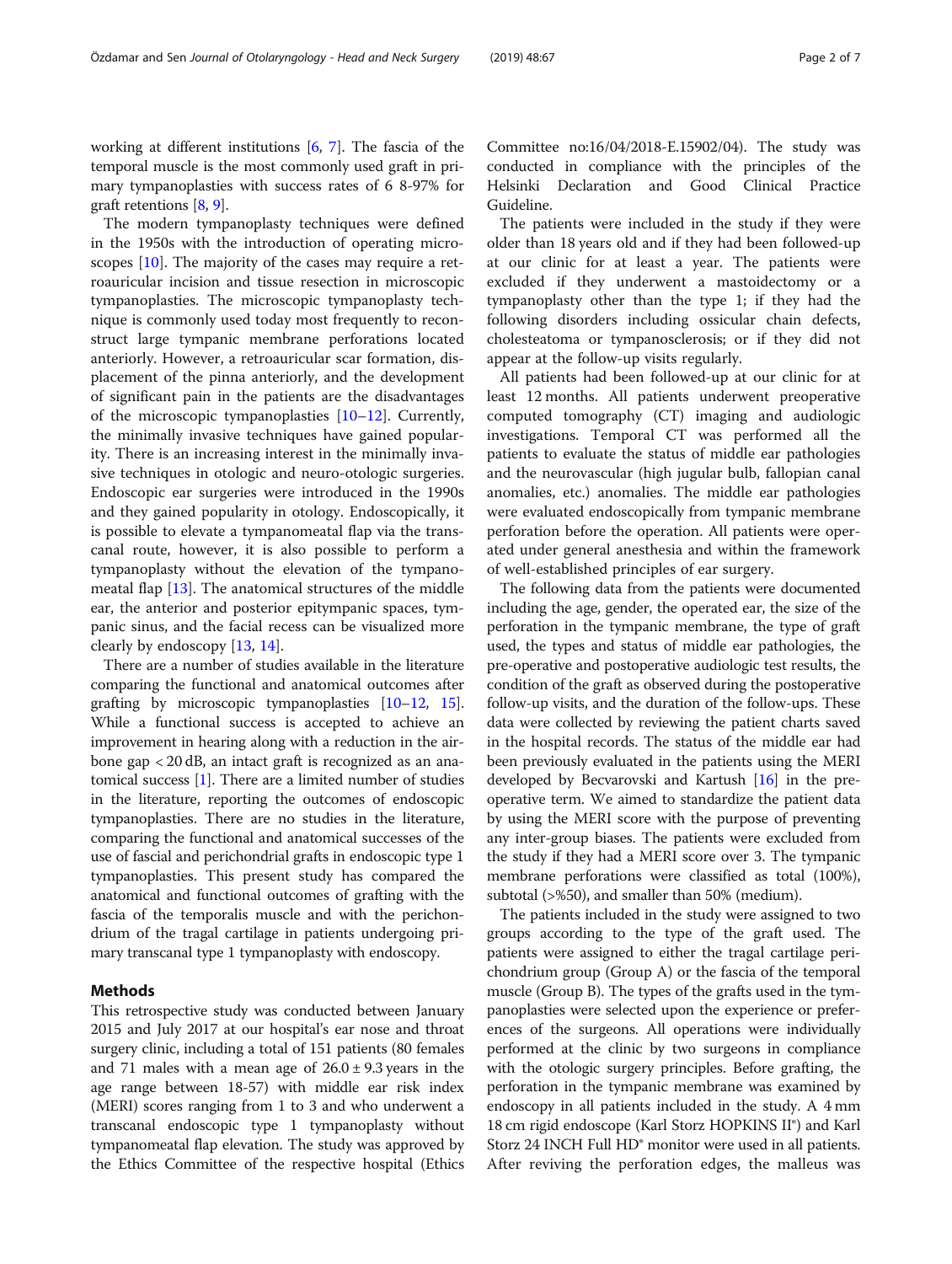working at different institutions [6, 7]. The fascia of the temporal muscle is the most commonly used graft in primary tympanoplasties with success rates of 6 8-97% for graft retentions [8, 9].

The modern tympanoplasty techniques were defined in the 1950s with the introduction of operating microscopes [10]. The majority of the cases may require a retroauricular incision and tissue resection in microscopic tympanoplasties. The microscopic tympanoplasty technique is commonly used today most frequently to reconstruct large tympanic membrane perforations located anteriorly. However, a retroauricular scar formation, displacement of the pinna anteriorly, and the development of significant pain in the patients are the disadvantages of the microscopic tympanoplasties [10–12]. Currently, the minimally invasive techniques have gained popularity. There is an increasing interest in the minimally invasive techniques in otologic and neuro-otologic surgeries. Endoscopic ear surgeries were introduced in the 1990s and they gained popularity in otology. Endoscopically, it is possible to elevate a tympanomeatal flap via the transcanal route, however, it is also possible to perform a tympanoplasty without the elevation of the tympanomeatal flap [13]. The anatomical structures of the middle ear, the anterior and posterior epitympanic spaces, tympanic sinus, and the facial recess can be visualized more clearly by endoscopy [13, 14].

There are a number of studies available in the literature comparing the functional and anatomical outcomes after grafting by microscopic tympanoplasties [10–12, 15]. While a functional success is accepted to achieve an improvement in hearing along with a reduction in the air-bone gap < 20 dB, an intact graft is recognized as an anatomical success [1]. There are a limited number of studies in the literature, reporting the outcomes of endoscopic tympanoplasties. There are no studies in the literature, comparing the functional and anatomical successes of the use of fascial and perichondrial grafts in endoscopic type 1 tympanoplasties. This present study has compared the anatomical and functional outcomes of grafting with the fascia of the temporalis muscle and with the perichondrium of the tragal cartilage in patients undergoing primary transcanal type 1 tympanoplasty with endoscopy.

## Methods

This retrospective study was conducted between January 2015 and July 2017 at our hospital's ear nose and throat surgery clinic, including a total of 151 patients (80 females and 71 males with a mean age of 26.0 ± 9.3 years in the age range between 18-57) with middle ear risk index (MERI) scores ranging from 1 to 3 and who underwent a transcanal endoscopic type 1 tympanoplasty without tympanomeatal flap elevation. The study was approved by the Ethics Committee of the respective hospital (Ethics Committee no:16/04/2018-E.15902/04). The study was conducted in compliance with the principles of the Helsinki Declaration and Good Clinical Practice Guideline.

The patients were included in the study if they were older than 18 years old and if they had been followed-up at our clinic for at least a year. The patients were excluded if they underwent a mastoidectomy or a tympanoplasty other than the type 1; if they had the following disorders including ossicular chain defects, cholesteatoma or tympanosclerosis; or if they did not appear at the follow-up visits regularly.

All patients had been followed-up at our clinic for at least 12 months. All patients underwent preoperative computed tomography (CT) imaging and audiologic investigations. Temporal CT was performed all the patients to evaluate the status of middle ear pathologies and the neurovascular (high jugular bulb, fallopian canal anomalies, etc.) anomalies. The middle ear pathologies were evaluated endoscopically from tympanic membrane perforation before the operation. All patients were operated under general anesthesia and within the framework of well-established principles of ear surgery.

The following data from the patients were documented including the age, gender, the operated ear, the size of the perforation in the tympanic membrane, the type of graft used, the types and status of middle ear pathologies, the pre-operative and postoperative audiologic test results, the condition of the graft as observed during the postoperative follow-up visits, and the duration of the follow-ups. These data were collected by reviewing the patient charts saved in the hospital records. The status of the middle ear had been previously evaluated in the patients using the MERI developed by Becvarovski and Kartush [16] in the pre-operative term. We aimed to standardize the patient data by using the MERI score with the purpose of preventing any inter-group biases. The patients were excluded from the study if they had a MERI score over 3. The tympanic membrane perforations were classified as total (100%), subtotal (>%50), and smaller than 50% (medium).

The patients included in the study were assigned to two groups according to the type of the graft used. The patients were assigned to either the tragal cartilage perichondrium group (Group A) or the fascia of the temporal muscle (Group B). The types of the grafts used in the tympanoplasties were selected upon the experience or preferences of the surgeons. All operations were individually performed at the clinic by two surgeons in compliance with the otologic surgery principles. Before grafting, the perforation in the tympanic membrane was examined by endoscopy in all patients included in the study. A 4 mm 18 cm rigid endoscope (Karl Storz HOPKINS II®) and Karl Storz 24 INCH Full HD® monitor were used in all patients. After reviving the perforation edges, the malleus was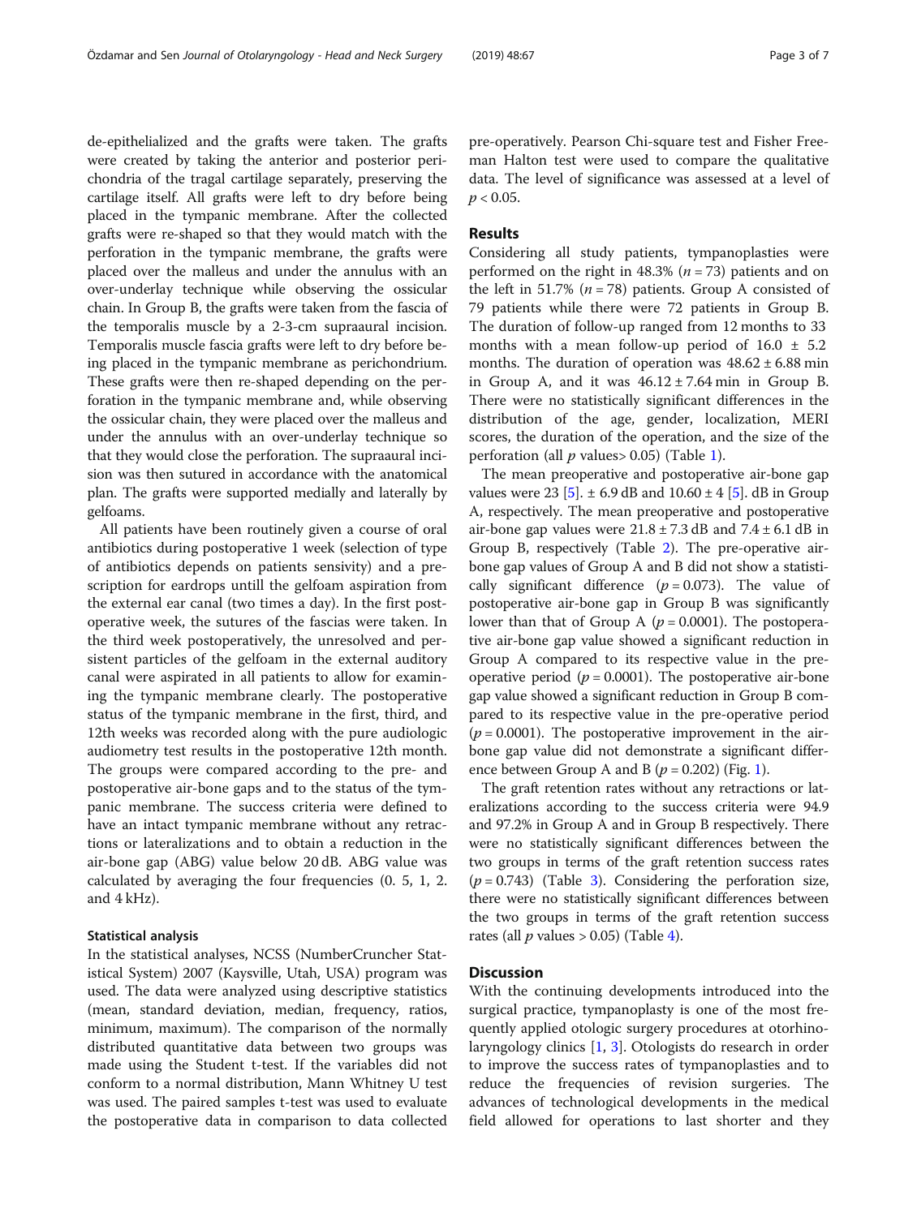de-epithelialized and the grafts were taken. The grafts were created by taking the anterior and posterior perichondria of the tragal cartilage separately, preserving the cartilage itself. All grafts were left to dry before being placed in the tympanic membrane. After the collected grafts were re-shaped so that they would match with the perforation in the tympanic membrane, the grafts were placed over the malleus and under the annulus with an over-underlay technique while observing the ossicular chain. In Group B, the grafts were taken from the fascia of the temporalis muscle by a 2-3-cm supraaural incision. Temporalis muscle fascia grafts were left to dry before being placed in the tympanic membrane as perichondrium. These grafts were then re-shaped depending on the perforation in the tympanic membrane and, while observing the ossicular chain, they were placed over the malleus and under the annulus with an over-underlay technique so that they would close the perforation. The supraaural incision was then sutured in accordance with the anatomical plan. The grafts were supported medially and laterally by gelfoams.

All patients have been routinely given a course of oral antibiotics during postoperative 1 week (selection of type of antibiotics depends on patients sensivity) and a prescription for eardrops untill the gelfoam aspiration from the external ear canal (two times a day). In the first postoperative week, the sutures of the fascias were taken. In the third week postoperatively, the unresolved and persistent particles of the gelfoam in the external auditory canal were aspirated in all patients to allow for examining the tympanic membrane clearly. The postoperative status of the tympanic membrane in the first, third, and 12th weeks was recorded along with the pure audiologic audiometry test results in the postoperative 12th month. The groups were compared according to the pre- and postoperative air-bone gaps and to the status of the tympanic membrane. The success criteria were defined to have an intact tympanic membrane without any retractions or lateralizations and to obtain a reduction in the air-bone gap (ABG) value below 20 dB. ABG value was calculated by averaging the four frequencies (0. 5, 1, 2. and 4 kHz).

### Statistical analysis

In the statistical analyses, NCSS (NumberCruncher Statistical System) 2007 (Kaysville, Utah, USA) program was used. The data were analyzed using descriptive statistics (mean, standard deviation, median, frequency, ratios, minimum, maximum). The comparison of the normally distributed quantitative data between two groups was made using the Student t-test. If the variables did not conform to a normal distribution, Mann Whitney U test was used. The paired samples t-test was used to evaluate the postoperative data in comparison to data collected pre-operatively. Pearson Chi-square test and Fisher Freeman Halton test were used to compare the qualitative data. The level of significance was assessed at a level of $p < 0.05$.

## Results

Considering all study patients, tympanoplasties were performed on the right in 48.3% ($n = 73$) patients and on the left in 51.7% ($n = 78$) patients. Group A consisted of 79 patients while there were 72 patients in Group B. The duration of follow-up ranged from 12 months to 33 months with a mean follow-up period of $16.0 \pm 5.2$ months. The duration of operation was $48.62 \pm 6.88$ min in Group A, and it was $46.12 \pm 7.64$ min in Group B. There were no statistically significant differences in the distribution of the age, gender, localization, MERI scores, the duration of the operation, and the size of the perforation (all $p$ values> 0.05) (Table 1).

The mean preoperative and postoperative air-bone gap values were 23 [5]. ± 6.9 dB and 10.60 ± 4 [5]. dB in Group A, respectively. The mean preoperative and postoperative air-bone gap values were $21.8 \pm 7.3$ dB and $7.4 \pm 6.1$ dB in Group B, respectively (Table 2). The pre-operative air-bone gap values of Group A and B did not show a statistically significant difference ($p = 0.073$). The value of postoperative air-bone gap in Group B was significantly lower than that of Group A ($p = 0.0001$). The postoperative air-bone gap value showed a significant reduction in Group A compared to its respective value in the pre-operative period ($p = 0.0001$). The postoperative air-bone gap value showed a significant reduction in Group B compared to its respective value in the pre-operative period ($p = 0.0001$). The postoperative improvement in the air-bone gap value did not demonstrate a significant difference between Group A and B ($p = 0.202$) (Fig. 1).

The graft retention rates without any retractions or lateralizations according to the success criteria were 94.9 and 97.2% in Group A and in Group B respectively. There were no statistically significant differences between the two groups in terms of the graft retention success rates ($p = 0.743$) (Table 3). Considering the perforation size, there were no statistically significant differences between the two groups in terms of the graft retention success rates (all $p$ values > 0.05) (Table 4).

## Discussion

With the continuing developments introduced into the surgical practice, tympanoplasty is one of the most frequently applied otologic surgery procedures at otorhinolaryngology clinics [1, 3]. Otologists do research in order to improve the success rates of tympanoplasties and to reduce the frequencies of revision surgeries. The advances of technological developments in the medical field allowed for operations to last shorter and they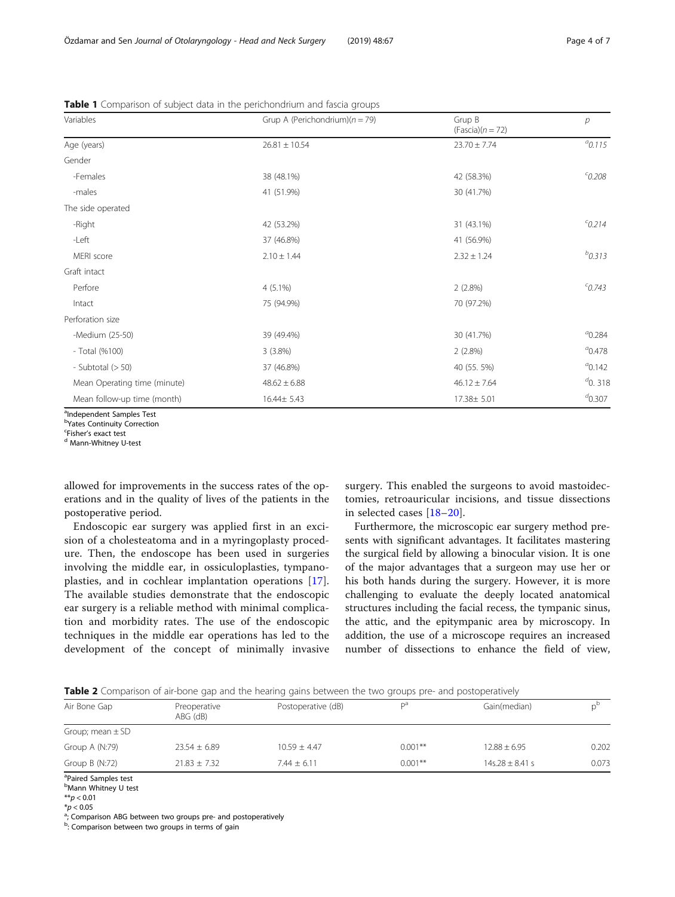**Table 1** Comparison of subject data in the perichondrium and fascia groups

| Variables | Grup A (Perichondrium)($n = 79$) | Grup B (Fascia)($n = 72$) | $p$ |
|---|---|---|---|
| Age (years) | 26.81 ± 10.54 | 23.70 ± 7.74 | [a]0.115 |
| Gender | | | |
| -Females | 38 (48.1%) | 42 (58.3%) | [c]0.208 |
| -males | 41 (51.9%) | 30 (41.7%) | |
| The side operated | | | |
| -Right | 42 (53.2%) | 31 (43.1%) | [c]0.214 |
| -Left | 37 (46.8%) | 41 (56.9%) | |
| MERI score | 2.10 ± 1.44 | 2.32 ± 1.24 | [b]0.313 |
| Graft intact | | | |
| Perfore | 4 (5.1%) | 2 (2.8%) | [c]0.743 |
| Intact | 75 (94.9%) | 70 (97.2%) | |
| Perforation size | | | |
| -Medium (25-50) | 39 (49.4%) | 30 (41.7%) | [a]0.284 |
| - Total (%100) | 3 (3.8%) | 2 (2.8%) | [a]0.478 |
| - Subtotal (> 50) | 37 (46.8%) | 40 (55. 5%) | [a]0.142 |
| Mean Operating time (minute) | 48.62 ± 6.88 | 46.12 ± 7.64 | [d]0. 318 |
| Mean follow-up time (month) | 16.44± 5.43 | 17.38± 5.01 | [d]0.307 |

[a]Independent Samples Test
[b]Yates Continuity Correction
[c]Fisher's exact test
[d] Mann-Whitney U-test

allowed for improvements in the success rates of the operations and in the quality of lives of the patients in the postoperative period.

Endoscopic ear surgery was applied first in an excision of a cholesteatoma and in a myringoplasty procedure. Then, the endoscope has been used in surgeries involving the middle ear, in ossiculoplasties, tympanoplasties, and in cochlear implantation operations [17]. The available studies demonstrate that the endoscopic ear surgery is a reliable method with minimal complication and morbidity rates. The use of the endoscopic techniques in the middle ear operations has led to the development of the concept of minimally invasive surgery. This enabled the surgeons to avoid mastoidectomies, retroauricular incisions, and tissue dissections in selected cases [18–20].

Furthermore, the microscopic ear surgery method presents with significant advantages. It facilitates mastering the surgical field by allowing a binocular vision. It is one of the major advantages that a surgeon may use her or his both hands during the surgery. However, it is more challenging to evaluate the deeply located anatomical structures including the facial recess, the tympanic sinus, the attic, and the epitympanic area by microscopy. In addition, the use of a microscope requires an increased number of dissections to enhance the field of view,

**Table 2** Comparison of air-bone gap and the hearing gains between the two groups pre- and postoperatively

| Air Bone Gap | Preoperative ABG (dB) | Postoperative (dB) | P[a] | Gain(median) | p[b] |
|---|---|---|---|---|---|
| Group; mean ± SD | | | | | |
| Group A (N:79) | 23.54 ± 6.89 | 10.59 ± 4.47 | 0.001** | 12.88 ± 6.95 | 0.202 |
| Group B (N:72) | 21.83 ± 7.32 | 7.44 ± 6.11 | 0.001** | 14s.28 ± 8.41 s | 0.073 |

[a]Paired Samples test
[b]Mann Whitney U test
**$p < 0.01$
*$p < 0.05$
[a]; Comparison ABG between two groups pre- and postoperatively
[b]: Comparison between two groups in terms of gain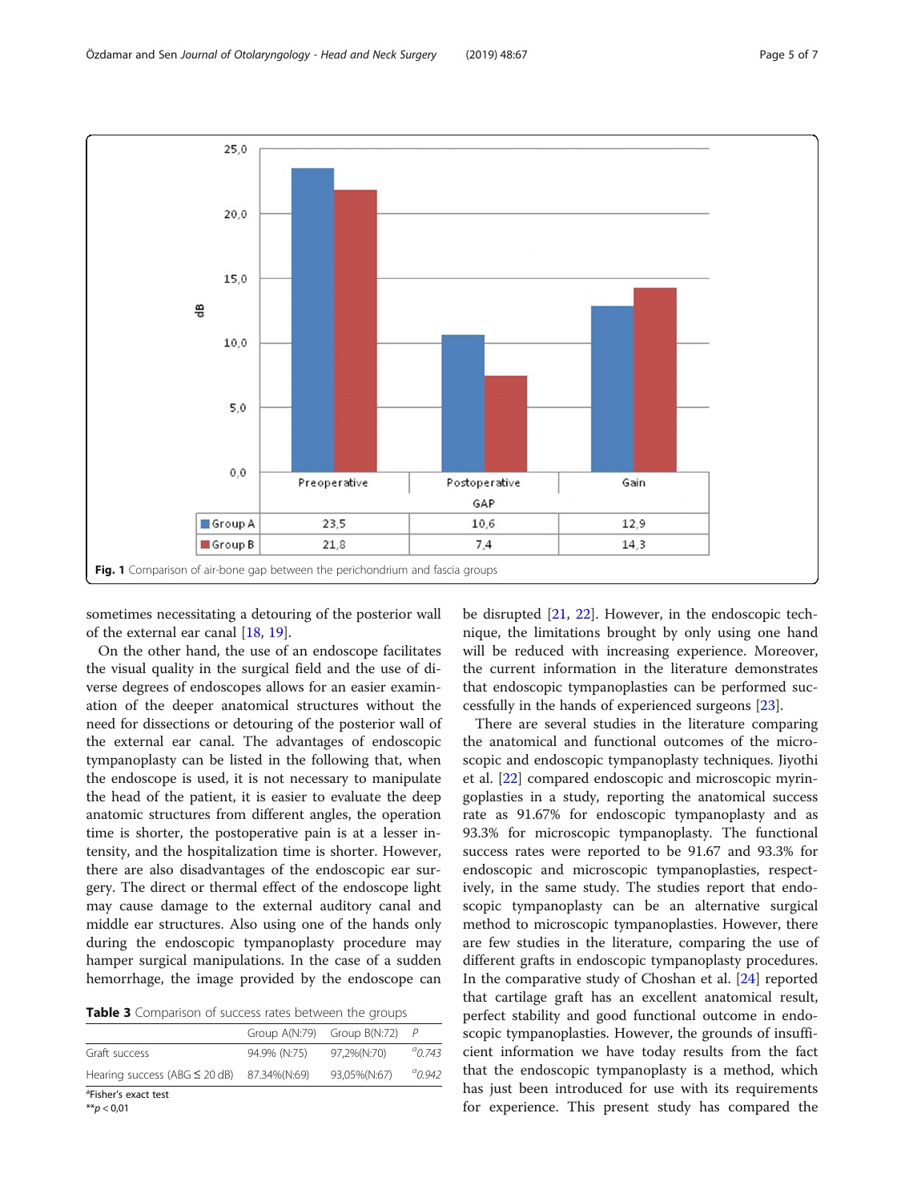Fig. 1 Comparison of air-bone gap between the perichondrium and fascia groups

sometimes necessitating a detouring of the posterior wall of the external ear canal [18, 19].

On the other hand, the use of an endoscope facilitates the visual quality in the surgical field and the use of diverse degrees of endoscopes allows for an easier examination of the deeper anatomical structures without the need for dissections or detouring of the posterior wall of the external ear canal. The advantages of endoscopic tympanoplasty can be listed in the following that, when the endoscope is used, it is not necessary to manipulate the head of the patient, it is easier to evaluate the deep anatomic structures from different angles, the operation time is shorter, the postoperative pain is at a lesser intensity, and the hospitalization time is shorter. However, there are also disadvantages of the endoscopic ear surgery. The direct or thermal effect of the endoscope light may cause damage to the external auditory canal and middle ear structures. Also using one of the hands only during the endoscopic tympanoplasty procedure may hamper surgical manipulations. In the case of a sudden hemorrhage, the image provided by the endoscope can be disrupted [21, 22]. However, in the endoscopic technique, the limitations brought by only using one hand will be reduced with increasing experience. Moreover, the current information in the literature demonstrates that endoscopic tympanoplasties can be performed successfully in the hands of experienced surgeons [23].

**Table 3** Comparison of success rates between the groups

| | Group A(N:79) | Group B(N:72) | P |
|---|---|---|---|
| Graft success | 94.9% (N:75) | 97,2%(N:70) | [a]0.743 |
| Hearing success (ABG ≤ 20 dB) | 87.34%(N:69) | 93,05%(N:67) | [a]0.942 |

[a]Fisher's exact test
$^{**}p < 0,01$

There are several studies in the literature comparing the anatomical and functional outcomes of the microscopic and endoscopic tympanoplasty techniques. Jiyothi et al. [22] compared endoscopic and microscopic myringoplasties in a study, reporting the anatomical success rate as 91.67% for endoscopic tympanoplasty and as 93.3% for microscopic tympanoplasty. The functional success rates were reported to be 91.67 and 93.3% for endoscopic and microscopic tympanoplasties, respectively, in the same study. The studies report that endoscopic tympanoplasty can be an alternative surgical method to microscopic tympanoplasties. However, there are few studies in the literature, comparing the use of different grafts in endoscopic tympanoplasty procedures. In the comparative study of Choshan et al. [24] reported that cartilage graft has an excellent anatomical result, perfect stability and good functional outcome in endoscopic tympanoplasties. However, the grounds of insufficient information we have today results from the fact that the endoscopic tympanoplasty is a method, which has just been introduced for use with its requirements for experience. This present study has compared the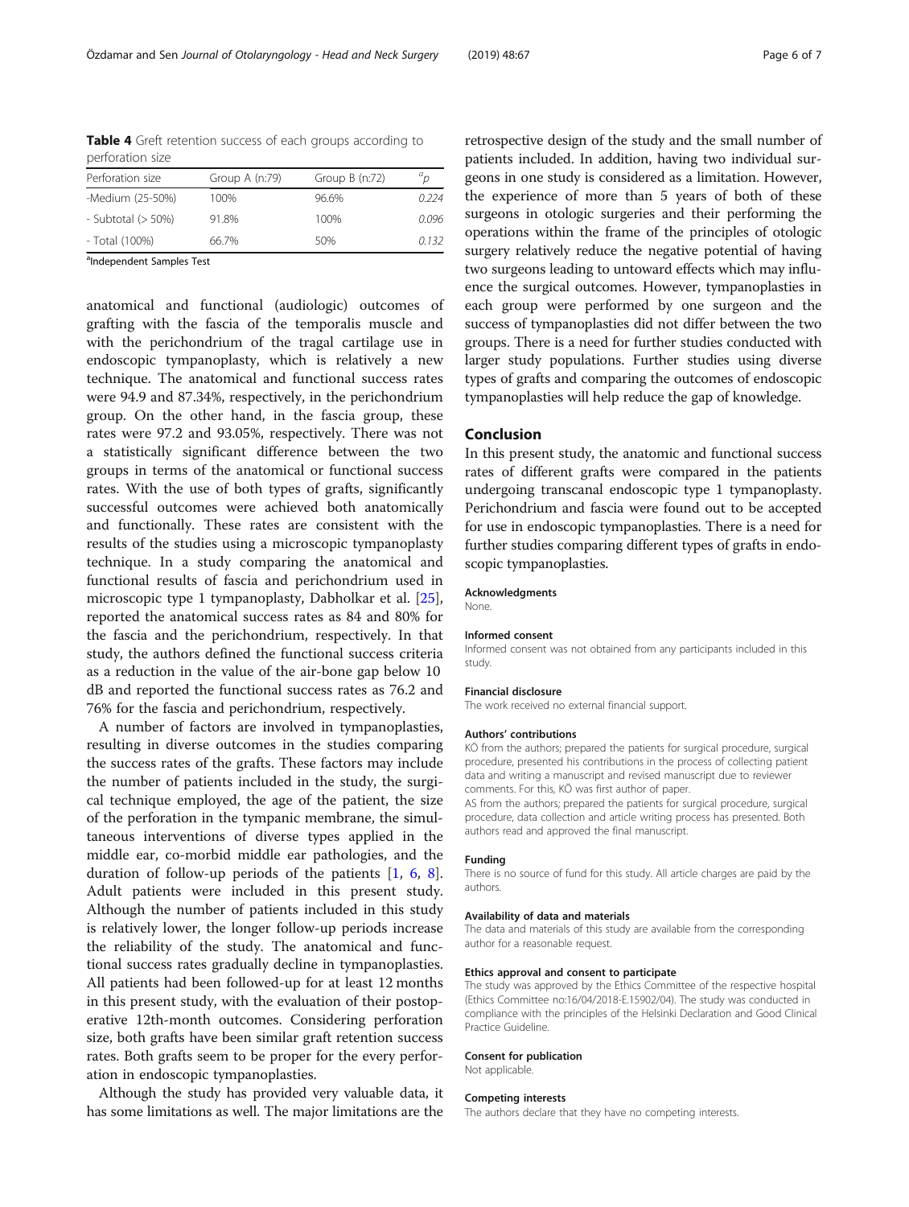**Table 4** Greft retention success of each groups according to perforation size

| Perforation size | Group A (n:79) | Group B (n:72) | $^{a}p$ |
|---|---|---|---|
| -Medium (25-50%) | 100% | 96.6% | 0.224 |
| - Subtotal (> 50%) | 91.8% | 100% | 0.096 |
| - Total (100%) | 66.7% | 50% | 0.132 |

[a]Independent Samples Test

anatomical and functional (audiologic) outcomes of grafting with the fascia of the temporalis muscle and with the perichondrium of the tragal cartilage use in endoscopic tympanoplasty, which is relatively a new technique. The anatomical and functional success rates were 94.9 and 87.34%, respectively, in the perichondrium group. On the other hand, in the fascia group, these rates were 97.2 and 93.05%, respectively. There was not a statistically significant difference between the two groups in terms of the anatomical or functional success rates. With the use of both types of grafts, significantly successful outcomes were achieved both anatomically and functionally. These rates are consistent with the results of the studies using a microscopic tympanoplasty technique. In a study comparing the anatomical and functional results of fascia and perichondrium used in microscopic type 1 tympanoplasty, Dabholkar et al. [25], reported the anatomical success rates as 84 and 80% for the fascia and the perichondrium, respectively. In that study, the authors defined the functional success criteria as a reduction in the value of the air-bone gap below 10 dB and reported the functional success rates as 76.2 and 76% for the fascia and perichondrium, respectively.

A number of factors are involved in tympanoplasties, resulting in diverse outcomes in the studies comparing the success rates of the grafts. These factors may include the number of patients included in the study, the surgical technique employed, the age of the patient, the size of the perforation in the tympanic membrane, the simultaneous interventions of diverse types applied in the middle ear, co-morbid middle ear pathologies, and the duration of follow-up periods of the patients [1, 6, 8]. Adult patients were included in this present study. Although the number of patients included in this study is relatively lower, the longer follow-up periods increase the reliability of the study. The anatomical and functional success rates gradually decline in tympanoplasties. All patients had been followed-up for at least 12 months in this present study, with the evaluation of their postoperative 12th-month outcomes. Considering perforation size, both grafts have been similar graft retention success rates. Both grafts seem to be proper for the every perforation in endoscopic tympanoplasties.

Although the study has provided very valuable data, it has some limitations as well. The major limitations are the retrospective design of the study and the small number of patients included. In addition, having two individual surgeons in one study is considered as a limitation. However, the experience of more than 5 years of both of these surgeons in otologic surgeries and their performing the operations within the frame of the principles of otologic surgery relatively reduce the negative potential of having two surgeons leading to untoward effects which may influence the surgical outcomes. However, tympanoplasties in each group were performed by one surgeon and the success of tympanoplasties did not differ between the two groups. There is a need for further studies conducted with larger study populations. Further studies using diverse types of grafts and comparing the outcomes of endoscopic tympanoplasties will help reduce the gap of knowledge.

## Conclusion

In this present study, the anatomic and functional success rates of different grafts were compared in the patients undergoing transcanal endoscopic type 1 tympanoplasty. Perichondrium and fascia were found out to be accepted for use in endoscopic tympanoplasties. There is a need for further studies comparing different types of grafts in endoscopic tympanoplasties.

#### Acknowledgments

None.

#### Informed consent

Informed consent was not obtained from any participants included in this study.

#### Financial disclosure

The work received no external financial support.

#### Authors' contributions

KÖ from the authors; prepared the patients for surgical procedure, surgical procedure, presented his contributions in the process of collecting patient data and writing a manuscript and revised manuscript due to reviewer comments. For this, KÖ was first author of paper.
AS from the authors; prepared the patients for surgical procedure, surgical procedure, data collection and article writing process has presented. Both authors read and approved the final manuscript.

#### Funding

There is no source of fund for this study. All article charges are paid by the authors.

#### Availability of data and materials

The data and materials of this study are available from the corresponding author for a reasonable request.

#### Ethics approval and consent to participate

The study was approved by the Ethics Committee of the respective hospital (Ethics Committee no:16/04/2018-E.15902/04). The study was conducted in compliance with the principles of the Helsinki Declaration and Good Clinical Practice Guideline.

#### Consent for publication

Not applicable.

#### Competing interests

The authors declare that they have no competing interests.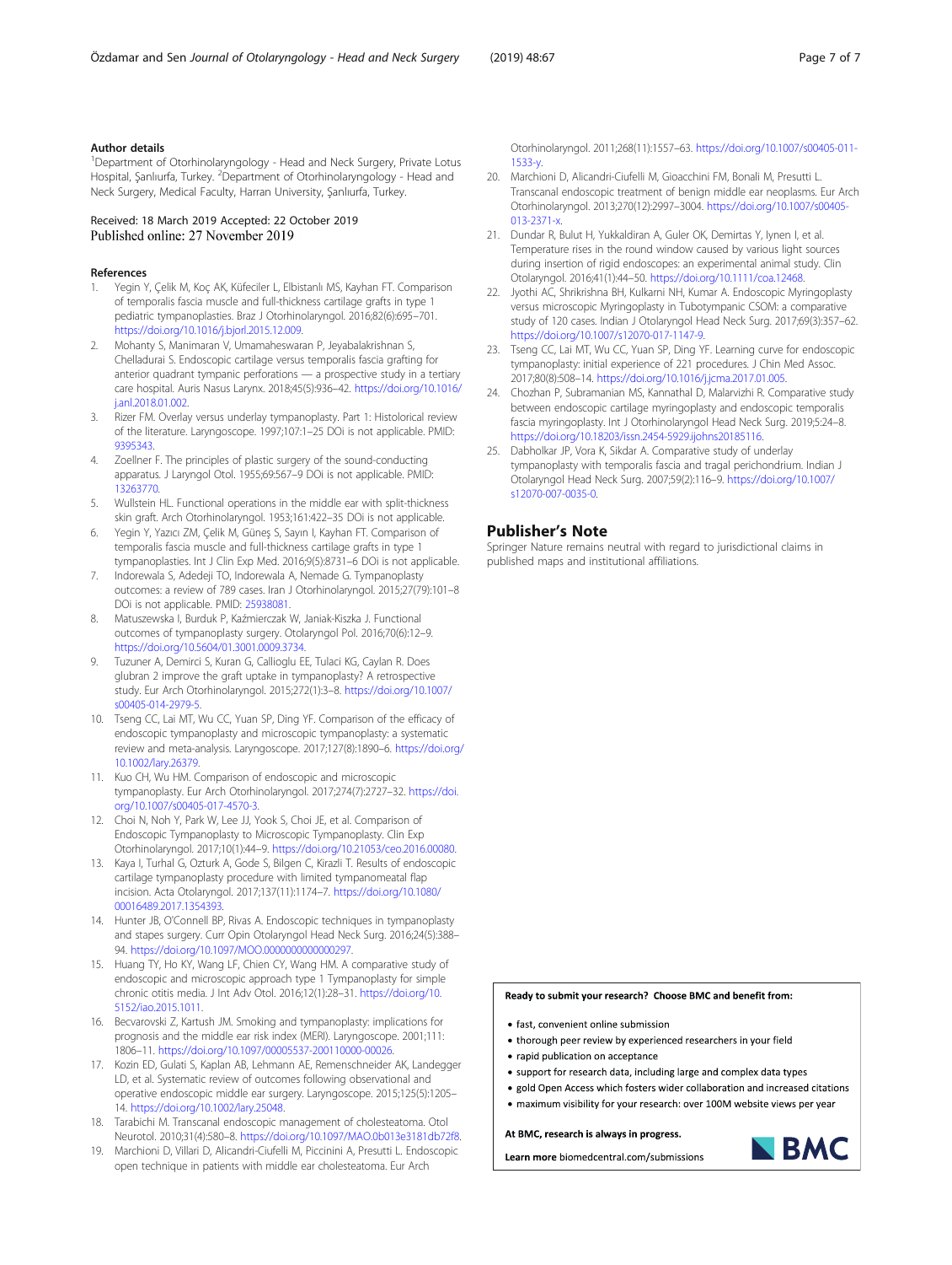### Author details

[1]Department of Otorhinolaryngology - Head and Neck Surgery, Private Lotus Hospital, Şanlıurfa, Turkey. [2]Department of Otorhinolaryngology - Head and Neck Surgery, Medical Faculty, Harran University, Şanlıurfa, Turkey.

Received: 18 March 2019 Accepted: 22 October 2019
Published online: 27 November 2019

### References

1. Yegin Y, Çelik M, Koç AK, Küfeciler L, Elbistanlı MS, Kayhan FT. Comparison of temporalis fascia muscle and full-thickness cartilage grafts in type 1 pediatric tympanoplasties. Braz J Otorhinolaryngol. 2016;82(6):695–701. https://doi.org/10.1016/j.bjorl.2015.12.009.
2. Mohanty S, Manimaran V, Umamaheswaran P, Jeyabalakrishnan S, Chelladurai S. Endoscopic cartilage versus temporalis fascia grafting for anterior quadrant tympanic perforations — a prospective study in a tertiary care hospital. Auris Nasus Larynx. 2018;45(5):936–42. https://doi.org/10.1016/j.anl.2018.01.002.
3. Rizer FM. Overlay versus underlay tympanoplasty. Part 1: Histolorical review of the literature. Laryngoscope. 1997;107:1–25 DOi is not applicable. PMID: 9395343.
4. Zoellner F. The principles of plastic surgery of the sound-conducting apparatus. J Laryngol Otol. 1955;69:567–9 DOi is not applicable. PMID: 13263770.
5. Wullstein HL. Functional operations in the middle ear with split-thickness skin graft. Arch Otorhinolaryngol. 1953;161:422–35 DOi is not applicable.
6. Yegin Y, Yazıcı ZM, Çelik M, Güneş S, Sayın I, Kayhan FT. Comparison of temporalis fascia muscle and full-thickness cartilage grafts in type 1 tympanoplasties. Int J Clin Exp Med. 2016;9(5):8731–6 DOi is not applicable.
7. Indorewala S, Adedeji TO, Indorewala A, Nemade G. Tympanoplasty outcomes: a review of 789 cases. Iran J Otorhinolaryngol. 2015;27(79):101–8 DOi is not applicable. PMID: 25938081.
8. Matuszewska I, Burduk P, Kaźmierczak W, Janiak-Kiszka J. Functional outcomes of tympanoplasty surgery. Otolaryngol Pol. 2016;70(6):12–9. https://doi.org/10.5604/01.3001.0009.3734.
9. Tuzuner A, Demirci S, Kuran G, Callioglu EE, Tulaci KG, Caylan R. Does glubran 2 improve the graft uptake in tympanoplasty? A retrospective study. Eur Arch Otorhinolaryngol. 2015;272(1):3–8. https://doi.org/10.1007/s00405-014-2979-5.
10. Tseng CC, Lai MT, Wu CC, Yuan SP, Ding YF. Comparison of the efficacy of endoscopic tympanoplasty and microscopic tympanoplasty: a systematic review and meta-analysis. Laryngoscope. 2017;127(8):1890–6. https://doi.org/10.1002/lary.26379.
11. Kuo CH, Wu HM. Comparison of endoscopic and microscopic tympanoplasty. Eur Arch Otorhinolaryngol. 2017;274(7):2727–32. https://doi.org/10.1007/s00405-017-4570-3.
12. Choi N, Noh Y, Park W, Lee JJ, Yook S, Choi JE, et al. Comparison of Endoscopic Tympanoplasty to Microscopic Tympanoplasty. Clin Exp Otorhinolaryngol. 2017;10(1):44–9. https://doi.org/10.21053/ceo.2016.00080.
13. Kaya I, Turhal G, Ozturk A, Gode S, Bilgen C, Kirazli T. Results of endoscopic cartilage tympanoplasty procedure with limited tympanomeatal flap incision. Acta Otolaryngol. 2017;137(11):1174–7. https://doi.org/10.1080/00016489.2017.1354393.
14. Hunter JB, O'Connell BP, Rivas A. Endoscopic techniques in tympanoplasty and stapes surgery. Curr Opin Otolaryngol Head Neck Surg. 2016;24(5):388–94. https://doi.org/10.1097/MOO.0000000000000297.
15. Huang TY, Ho KY, Wang LF, Chien CY, Wang HM. A comparative study of endoscopic and microscopic approach type 1 Tympanoplasty for simple chronic otitis media. J Int Adv Otol. 2016;12(1):28–31. https://doi.org/10.5152/iao.2015.1011.
16. Becvarovski Z, Kartush JM. Smoking and tympanoplasty: implications for prognosis and the middle ear risk index (MERI). Laryngoscope. 2001;111:1806–11. https://doi.org/10.1097/00005537-200110000-00026.
17. Kozin ED, Gulati S, Kaplan AB, Lehmann AE, Remenschneider AK, Landegger LD, et al. Systematic review of outcomes following observational and operative endoscopic middle ear surgery. Laryngoscope. 2015;125(5):1205–14. https://doi.org/10.1002/lary.25048.
18. Tarabichi M. Transcanal endoscopic management of cholesteatoma. Otol Neurotol. 2010;31(4):580–8. https://doi.org/10.1097/MAO.0b013e3181db72f8.
19. Marchioni D, Villari D, Alicandri-Ciufelli M, Piccinini A, Presutti L. Endoscopic open technique in patients with middle ear cholesteatoma. Eur Arch Otorhinolaryngol. 2011;268(11):1557–63. https://doi.org/10.1007/s00405-011-1533-y.
20. Marchioni D, Alicandri-Ciufelli M, Gioacchini FM, Bonali M, Presutti L. Transcanal endoscopic treatment of benign middle ear neoplasms. Eur Arch Otorhinolaryngol. 2013;270(12):2997–3004. https://doi.org/10.1007/s00405-013-2371-x.
21. Dundar R, Bulut H, Yukkaldiran A, Guler OK, Demirtas Y, Iynen I, et al. Temperature rises in the round window caused by various light sources during insertion of rigid endoscopes: an experimental animal study. Clin Otolaryngol. 2016;41(1):44–50. https://doi.org/10.1111/coa.12468.
22. Jyothi AC, Shrikrishna BH, Kulkarni NH, Kumar A. Endoscopic Myringoplasty versus microscopic Myringoplasty in Tubotympanic CSOM: a comparative study of 120 cases. Indian J Otolaryngol Head Neck Surg. 2017;69(3):357–62. https://doi.org/10.1007/s12070-017-1147-9.
23. Tseng CC, Lai MT, Wu CC, Yuan SP, Ding YF. Learning curve for endoscopic tympanoplasty: initial experience of 221 procedures. J Chin Med Assoc. 2017;80(8):508–14. https://doi.org/10.1016/j.jcma.2017.01.005.
24. Chozhan P, Subramanian MS, Kannathal D, Malarvizhi R. Comparative study between endoscopic cartilage myringoplasty and endoscopic temporalis fascia myringoplasty. Int J Otorhinolaryngol Head Neck Surg. 2019;5:24–8. https://doi.org/10.18203/issn.2454-5929.ijohns20185116.
25. Dabholkar JP, Vora K, Sikdar A. Comparative study of underlay tympanoplasty with temporalis fascia and tragal perichondrium. Indian J Otolaryngol Head Neck Surg. 2007;59(2):116–9. https://doi.org/10.1007/s12070-007-0035-0.

## Publisher's Note

Springer Nature remains neutral with regard to jurisdictional claims in published maps and institutional affiliations.

**Ready to submit your research? Choose BMC and benefit from:**

- fast, convenient online submission
- thorough peer review by experienced researchers in your field
- rapid publication on acceptance
- support for research data, including large and complex data types
- gold Open Access which fosters wider collaboration and increased citations
- maximum visibility for your research: over 100M website views per year

**At BMC, research is always in progress.**

**Learn more** biomedcentral.com/submissions

BMC